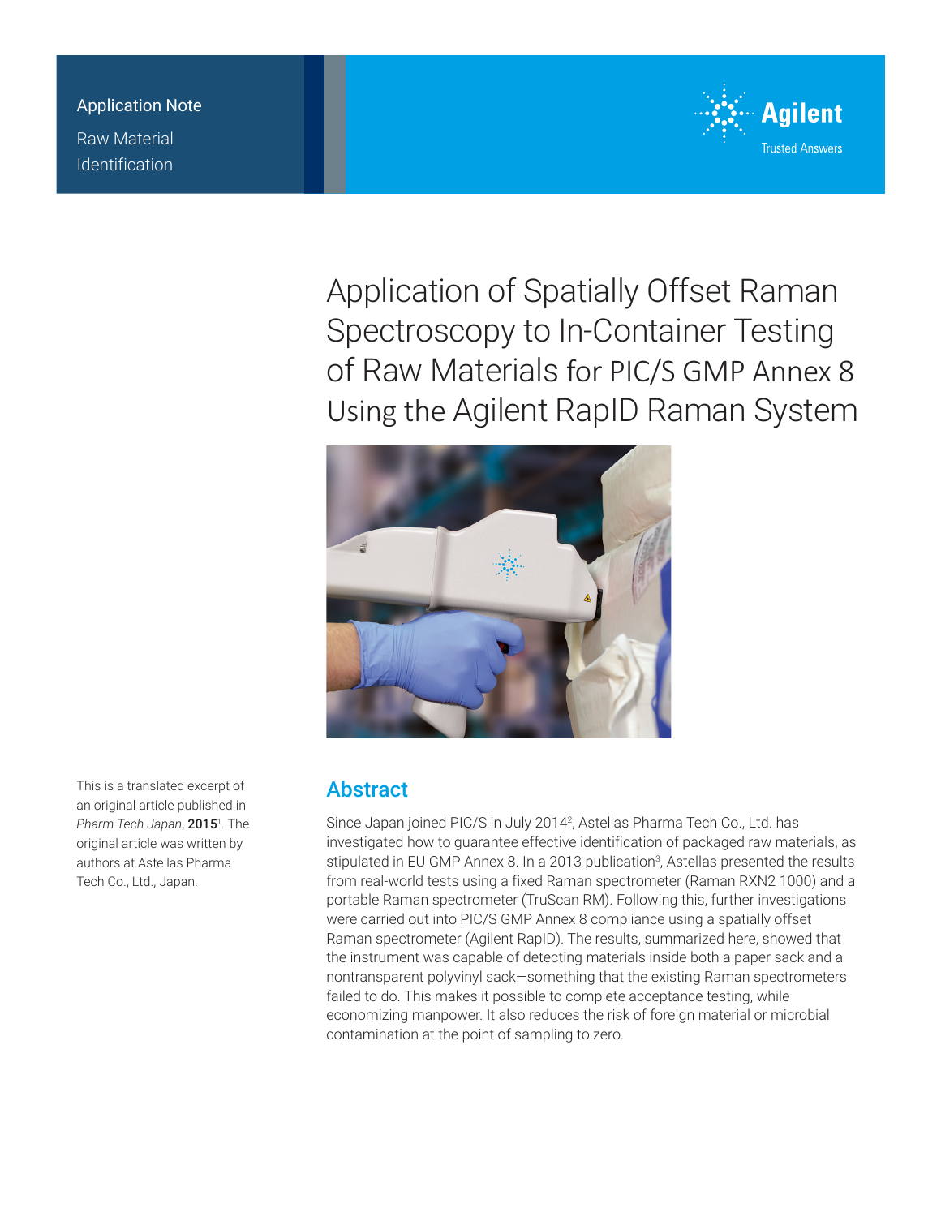Application Note

Raw Material Identification

Agilent

Trusted Answers

# Application of Spatially Offset Raman Spectroscopy to In-Container Testing of Raw Materials for PIC/S GMP Annex 8 Using the Agilent RapID Raman System

This is a translated excerpt of an original article published in *Pharm Tech Japan*, **2015**[1]. The original article was written by authors at Astellas Pharma Tech Co., Ltd., Japan.

## Abstract

Since Japan joined PIC/S in July 2014[2], Astellas Pharma Tech Co., Ltd. has investigated how to guarantee effective identification of packaged raw materials, as stipulated in EU GMP Annex 8. In a 2013 publication[3], Astellas presented the results from real-world tests using a fixed Raman spectrometer (Raman RXN2 1000) and a portable Raman spectrometer (TruScan RM). Following this, further investigations were carried out into PIC/S GMP Annex 8 compliance using a spatially offset Raman spectrometer (Agilent RapID). The results, summarized here, showed that the instrument was capable of detecting materials inside both a paper sack and a nontransparent polyvinyl sack—something that the existing Raman spectrometers failed to do. This makes it possible to complete acceptance testing, while economizing manpower. It also reduces the risk of foreign material or microbial contamination at the point of sampling to zero.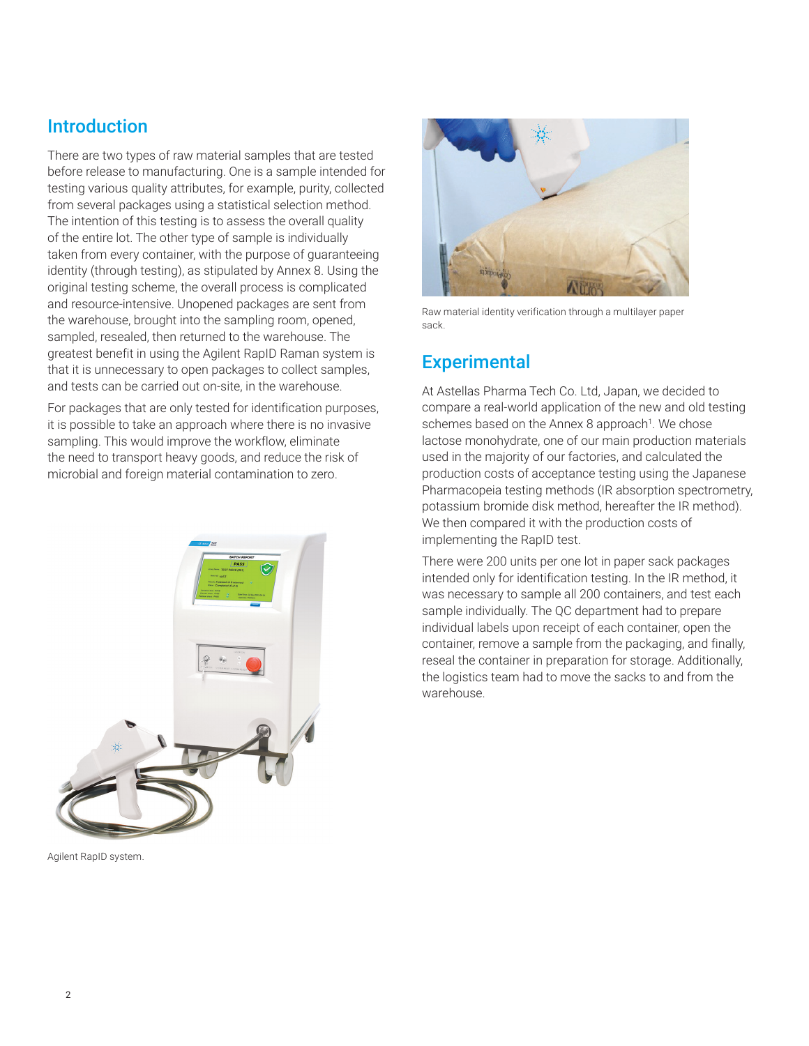## Introduction

There are two types of raw material samples that are tested before release to manufacturing. One is a sample intended for testing various quality attributes, for example, purity, collected from several packages using a statistical selection method. The intention of this testing is to assess the overall quality of the entire lot. The other type of sample is individually taken from every container, with the purpose of guaranteeing identity (through testing), as stipulated by Annex 8. Using the original testing scheme, the overall process is complicated and resource-intensive. Unopened packages are sent from the warehouse, brought into the sampling room, opened, sampled, resealed, then returned to the warehouse. The greatest benefit in using the Agilent RapID Raman system is that it is unnecessary to open packages to collect samples, and tests can be carried out on-site, in the warehouse.

For packages that are only tested for identification purposes, it is possible to take an approach where there is no invasive sampling. This would improve the workflow, eliminate the need to transport heavy goods, and reduce the risk of microbial and foreign material contamination to zero.

Agilent RapID system.

Raw material identity verification through a multilayer paper sack.

## Experimental

At Astellas Pharma Tech Co. Ltd, Japan, we decided to compare a real-world application of the new and old testing schemes based on the Annex 8 approach[1]. We chose lactose monohydrate, one of our main production materials used in the majority of our factories, and calculated the production costs of acceptance testing using the Japanese Pharmacopeia testing methods (IR absorption spectrometry, potassium bromide disk method, hereafter the IR method). We then compared it with the production costs of implementing the RapID test.

There were 200 units per one lot in paper sack packages intended only for identification testing. In the IR method, it was necessary to sample all 200 containers, and test each sample individually. The QC department had to prepare individual labels upon receipt of each container, open the container, remove a sample from the packaging, and finally, reseal the container in preparation for storage. Additionally, the logistics team had to move the sacks to and from the warehouse.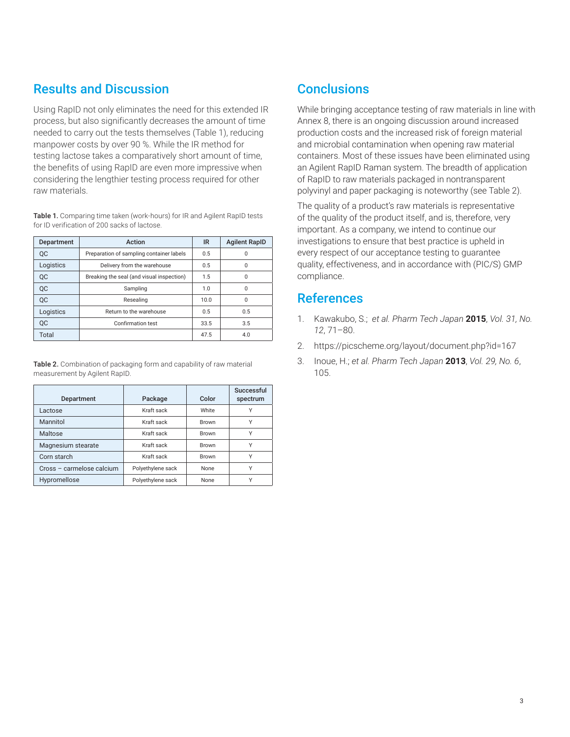## Results and Discussion

Using RapID not only eliminates the need for this extended IR process, but also significantly decreases the amount of time needed to carry out the tests themselves (Table 1), reducing manpower costs by over 90 %. While the IR method for testing lactose takes a comparatively short amount of time, the benefits of using RapID are even more impressive when considering the lengthier testing process required for other raw materials.

**Table 1.** Comparing time taken (work-hours) for IR and Agilent RapID tests for ID verification of 200 sacks of lactose.

| Department | Action | IR | Agilent RapID |
|---|---|---|---|
| QC | Preparation of sampling container labels | 0.5 | 0 |
| Logistics | Delivery from the warehouse | 0.5 | 0 |
| QC | Breaking the seal (and visual inspection) | 1.5 | 0 |
| QC | Sampling | 1.0 | 0 |
| QC | Resealing | 10.0 | 0 |
| Logistics | Return to the warehouse | 0.5 | 0.5 |
| QC | Confirmation test | 33.5 | 3.5 |
| Total | | 47.5 | 4.0 |

**Table 2.** Combination of packaging form and capability of raw material measurement by Agilent RapID.

| Department | Package | Color | Successful spectrum |
|---|---|---|---|
| Lactose | Kraft sack | White | Y |
| Mannitol | Kraft sack | Brown | Y |
| Maltose | Kraft sack | Brown | Y |
| Magnesium stearate | Kraft sack | Brown | Y |
| Corn starch | Kraft sack | Brown | Y |
| Cross – carmelose calcium | Polyethylene sack | None | Y |
| Hypromellose | Polyethylene sack | None | Y |

## Conclusions

While bringing acceptance testing of raw materials in line with Annex 8, there is an ongoing discussion around increased production costs and the increased risk of foreign material and microbial contamination when opening raw material containers. Most of these issues have been eliminated using an Agilent RapID Raman system. The breadth of application of RapID to raw materials packaged in nontransparent polyvinyl and paper packaging is noteworthy (see Table 2).

The quality of a product's raw materials is representative of the quality of the product itself, and is, therefore, very important. As a company, we intend to continue our investigations to ensure that best practice is upheld in every respect of our acceptance testing to guarantee quality, effectiveness, and in accordance with (PIC/S) GMP compliance.

## References

1. Kawakubo, S.; *et al. Pharm Tech Japan* **2015**, *Vol. 31, No. 12*, 71–80.
2. https://picscheme.org/layout/document.php?id=167
3. Inoue, H.; *et al. Pharm Tech Japan* **2013**, *Vol. 29, No. 6*, 105.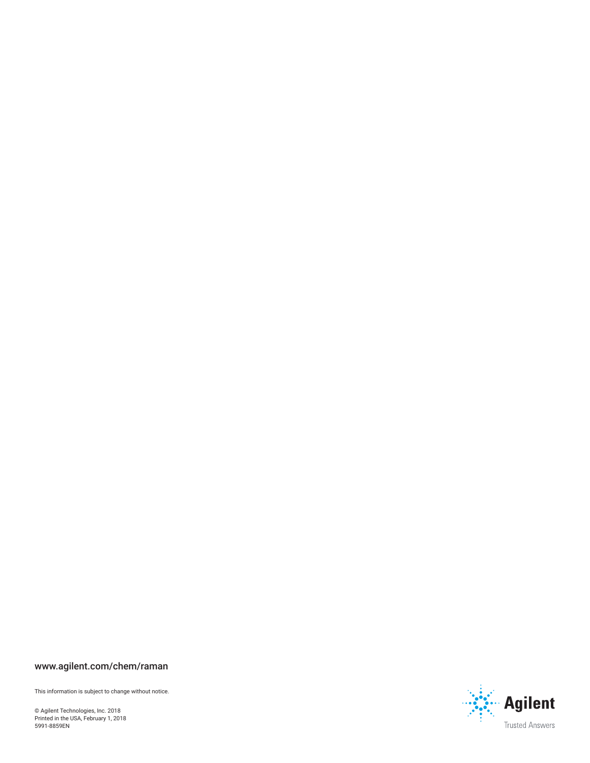www.agilent.com/chem/raman

This information is subject to change without notice.

© Agilent Technologies, Inc. 2018
Printed in the USA, February 1, 2018
5991-8859EN

Agilent

Trusted Answers